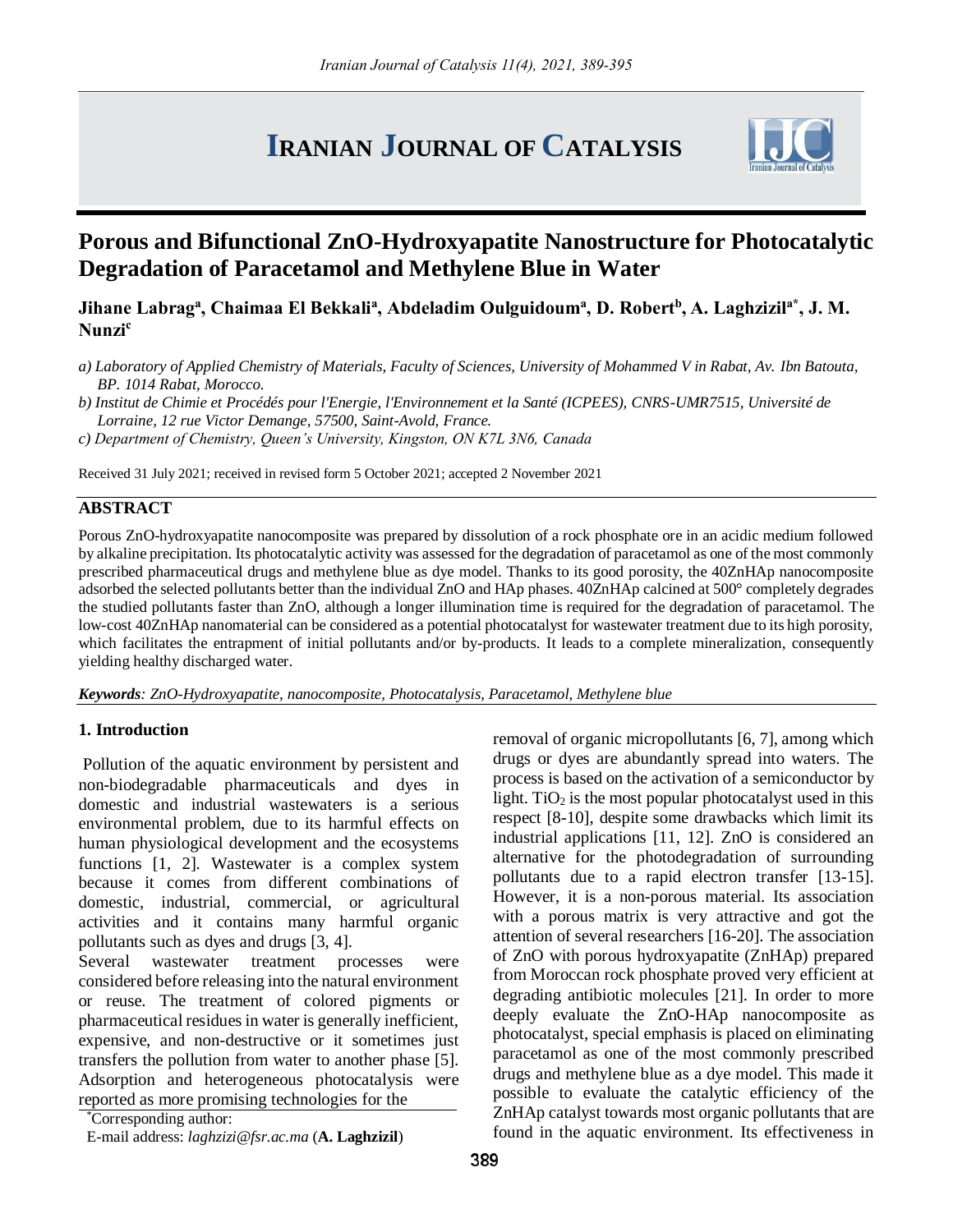# Porous and Bifunctional ZnO-Hydroxyapatite Nanostructure for Photocatalytic Degradation of Paracetamol and Methylene Blue in Water

**Jihane Labrag[a], Chaimaa El Bekkali[a], Abdeladim Oulguidoum[a], D. Robert[b], A. Laghzizil[a*], J. M. Nunzi[c]**

*a) Laboratory of Applied Chemistry of Materials, Faculty of Sciences, University of Mohammed V in Rabat, Av. Ibn Batouta, BP. 1014 Rabat, Morocco.*

*b) Institut de Chimie et Procédés pour l'Energie, l'Environnement et la Santé (ICPEES), CNRS-UMR7515, Université de Lorraine, 12 rue Victor Demange, 57500, Saint-Avold, France.*

*c) Department of Chemistry, Queen's University, Kingston, ON K7L 3N6, Canada*

Received 31 July 2021; received in revised form 5 October 2021; accepted 2 November 2021

## ABSTRACT

Porous ZnO-hydroxyapatite nanocomposite was prepared by dissolution of a rock phosphate ore in an acidic medium followed by alkaline precipitation. Its photocatalytic activity was assessed for the degradation of paracetamol as one of the most commonly prescribed pharmaceutical drugs and methylene blue as dye model. Thanks to its good porosity, the 40ZnHAp nanocomposite adsorbed the selected pollutants better than the individual ZnO and HAp phases. 40ZnHAp calcined at 500° completely degrades the studied pollutants faster than ZnO, although a longer illumination time is required for the degradation of paracetamol. The low-cost 40ZnHAp nanomaterial can be considered as a potential photocatalyst for wastewater treatment due to its high porosity, which facilitates the entrapment of initial pollutants and/or by-products. It leads to a complete mineralization, consequently yielding healthy discharged water.

***Keywords****: ZnO-Hydroxyapatite, nanocomposite, Photocatalysis, Paracetamol, Methylene blue*

## 1. Introduction

Pollution of the aquatic environment by persistent and non-biodegradable pharmaceuticals and dyes in domestic and industrial wastewaters is a serious environmental problem, due to its harmful effects on human physiological development and the ecosystems functions [1, 2]. Wastewater is a complex system because it comes from different combinations of domestic, industrial, commercial, or agricultural activities and it contains many harmful organic pollutants such as dyes and drugs [3, 4].

Several wastewater treatment processes were considered before releasing into the natural environment or reuse. The treatment of colored pigments or pharmaceutical residues in water is generally inefficient, expensive, and non-destructive or it sometimes just transfers the pollution from water to another phase [5]. Adsorption and heterogeneous photocatalysis were reported as more promising technologies for the removal of organic micropollutants [6, 7], among which drugs or dyes are abundantly spread into waters. The process is based on the activation of a semiconductor by light. $TiO_2$ is the most popular photocatalyst used in this respect [8-10], despite some drawbacks which limit its industrial applications [11, 12]. ZnO is considered an alternative for the photodegradation of surrounding pollutants due to a rapid electron transfer [13-15]. However, it is a non-porous material. Its association with a porous matrix is very attractive and got the attention of several researchers [16-20]. The association of ZnO with porous hydroxyapatite (ZnHAp) prepared from Moroccan rock phosphate proved very efficient at degrading antibiotic molecules [21]. In order to more deeply evaluate the ZnO-HAp nanocomposite as photocatalyst, special emphasis is placed on eliminating paracetamol as one of the most commonly prescribed drugs and methylene blue as a dye model. This made it possible to evaluate the catalytic efficiency of the ZnHAp catalyst towards most organic pollutants that are found in the aquatic environment. Its effectiveness in

*Corresponding author:
E-mail address: *laghzizi@fsr.ac.ma* (**A. Laghzizil**)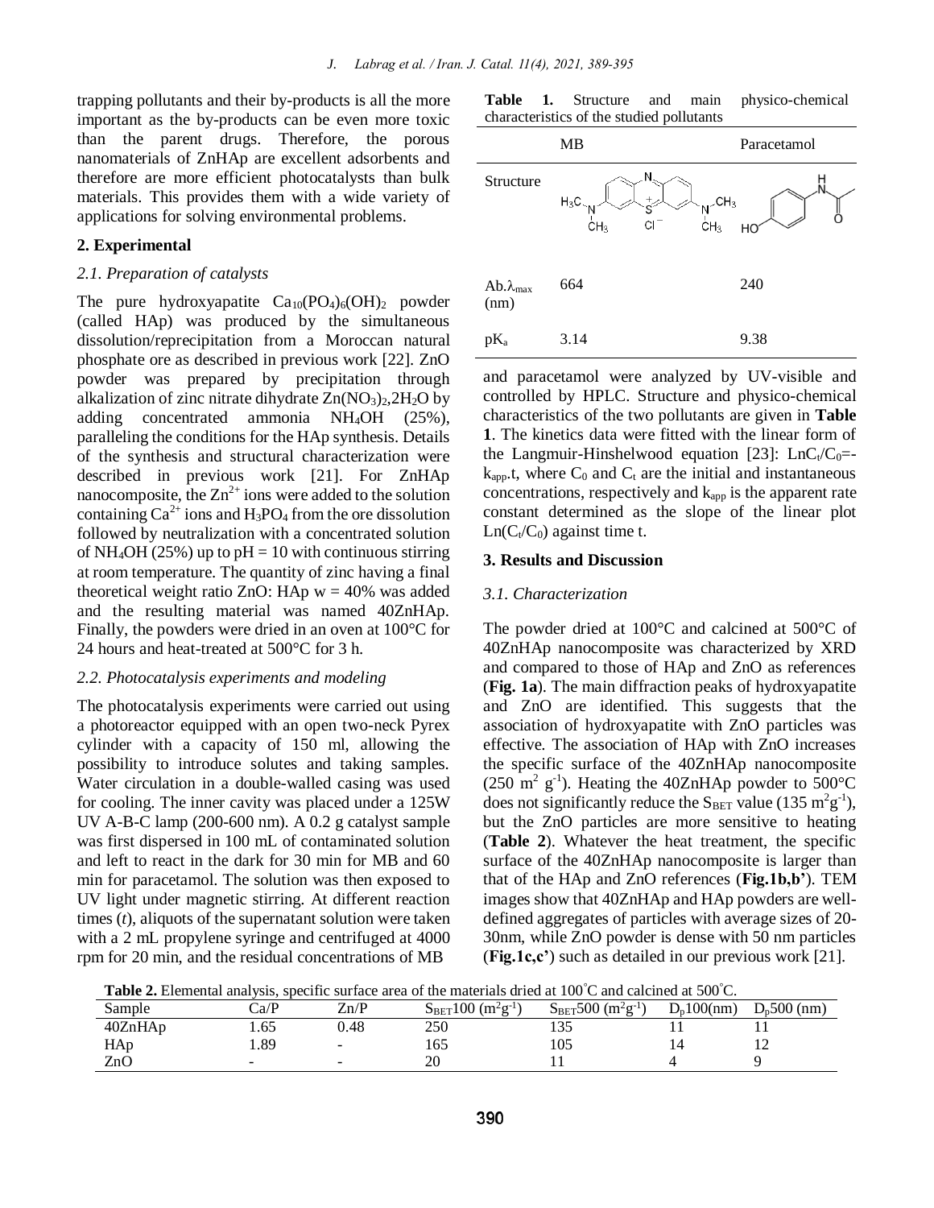trapping pollutants and their by-products is all the more important as the by-products can be even more toxic than the parent drugs. Therefore, the porous nanomaterials of ZnHAp are excellent adsorbents and therefore are more efficient photocatalysts than bulk materials. This provides them with a wide variety of applications for solving environmental problems.

## 2. Experimental

### *2.1. Preparation of catalysts*

The pure hydroxyapatite $Ca_{10}(PO_4)_6(OH)_2$ powder (called HAp) was produced by the simultaneous dissolution/reprecipitation from a Moroccan natural phosphate ore as described in previous work [22]. ZnO powder was prepared by precipitation through alkalization of zinc nitrate dihydrate $Zn(NO_3)_2,2H_2O$ by adding concentrated ammonia $NH_4OH$ (25%), paralleling the conditions for the HAp synthesis. Details of the synthesis and structural characterization were described in previous work [21]. For ZnHAp nanocomposite, the $Zn^{2+}$ ions were added to the solution containing $Ca^{2+}$ ions and $H_3PO_4$ from the ore dissolution followed by neutralization with a concentrated solution of $NH_4OH$ (25%) up to pH = 10 with continuous stirring at room temperature. The quantity of zinc having a final theoretical weight ratio ZnO: HAp w = 40% was added and the resulting material was named 40ZnHAp. Finally, the powders were dried in an oven at 100°C for 24 hours and heat-treated at 500°C for 3 h.

### *2.2. Photocatalysis experiments and modeling*

The photocatalysis experiments were carried out using a photoreactor equipped with an open two-neck Pyrex cylinder with a capacity of 150 ml, allowing the possibility to introduce solutes and taking samples. Water circulation in a double-walled casing was used for cooling. The inner cavity was placed under a 125W UV A-B-C lamp (200-600 nm). A 0.2 g catalyst sample was first dispersed in 100 mL of contaminated solution and left to react in the dark for 30 min for MB and 60 min for paracetamol. The solution was then exposed to UV light under magnetic stirring. At different reaction times (*t*), aliquots of the supernatant solution were taken with a 2 mL propylene syringe and centrifuged at 4000 rpm for 20 min, and the residual concentrations of MB and paracetamol were analyzed by UV-visible and controlled by HPLC. Structure and physico-chemical characteristics of the two pollutants are given in **Table 1**. The kinetics data were fitted with the linear form of the Langmuir-Hinshelwood equation [23]: $LnC_t/C_0=-k_{app}.t$, where $C_0$ and $C_t$ are the initial and instantaneous concentrations, respectively and $k_{app}$ is the apparent rate constant determined as the slope of the linear plot $Ln(C_t/C_0)$ against time t.

**Table 1.** Structure and main physico-chemical characteristics of the studied pollutants

| | MB | Paracetamol |
|---|---|---|
| Structure | | |
| Ab.$\lambda_{max}$ (nm) | 664 | 240 |
| $pK_a$ | 3.14 | 9.38 |

## 3. Results and Discussion

### *3.1. Characterization*

The powder dried at 100°C and calcined at 500°C of 40ZnHAp nanocomposite was characterized by XRD and compared to those of HAp and ZnO as references (**Fig. 1a**). The main diffraction peaks of hydroxyapatite and ZnO are identified. This suggests that the association of hydroxyapatite with ZnO particles was effective. The association of HAp with ZnO increases the specific surface of the 40ZnHAp nanocomposite (250 $m^2$ $g^{-1}$). Heating the 40ZnHAp powder to 500°C does not significantly reduce the $S_{BET}$ value (135 $m^2g^{-1}$), but the ZnO particles are more sensitive to heating (**Table 2**). Whatever the heat treatment, the specific surface of the 40ZnHAp nanocomposite is larger than that of the HAp and ZnO references (**Fig.1b,b'**). TEM images show that 40ZnHAp and HAp powders are well-defined aggregates of particles with average sizes of 20-30nm, while ZnO powder is dense with 50 nm particles (**Fig.1c,c'**) such as detailed in our previous work [21].

**Table 2.** Elemental analysis, specific surface area of the materials dried at 100°C and calcined at 500°C.

| Sample | Ca/P | Zn/P | $S_{BET}100$ ($m^2g^{-1}$) | $S_{BET}500$ ($m^2g^{-1}$) | $D_p100$(nm) | $D_p500$ (nm) |
|---|---|---|---|---|---|---|
| 40ZnHAp | 1.65 | 0.48 | 250 | 135 | 11 | 11 |
| HAp | 1.89 | - | 165 | 105 | 14 | 12 |
| ZnO | - | - | 20 | 11 | 4 | 9 |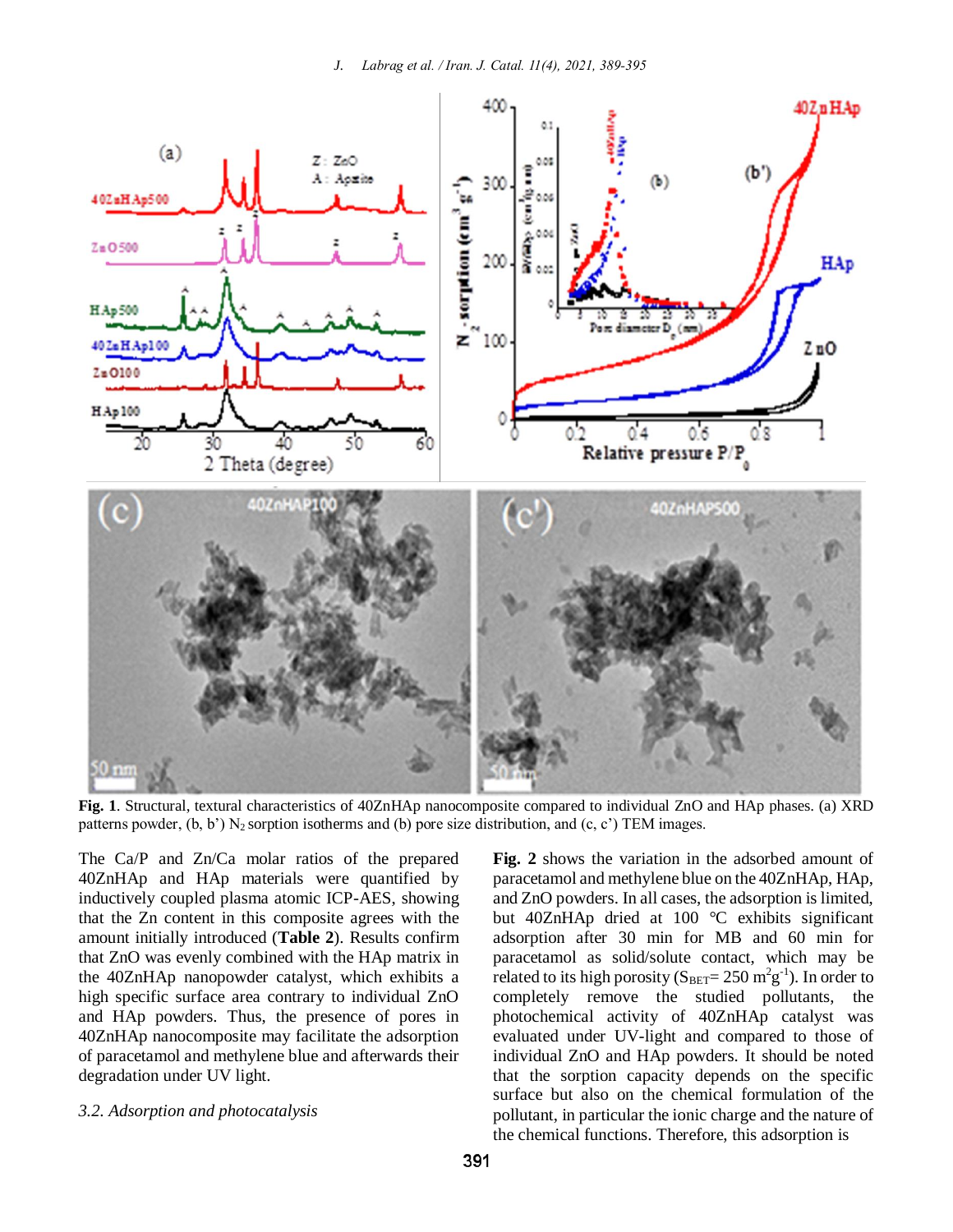**Fig. 1**. Structural, textural characteristics of 40ZnHAp nanocomposite compared to individual ZnO and HAp phases. (a) XRD patterns powder, (b, b') $N_2$ sorption isotherms and (b) pore size distribution, and (c, c') TEM images.

The Ca/P and Zn/Ca molar ratios of the prepared 40ZnHAp and HAp materials were quantified by inductively coupled plasma atomic ICP-AES, showing that the Zn content in this composite agrees with the amount initially introduced (**Table 2**). Results confirm that ZnO was evenly combined with the HAp matrix in the 40ZnHAp nanopowder catalyst, which exhibits a high specific surface area contrary to individual ZnO and HAp powders. Thus, the presence of pores in 40ZnHAp nanocomposite may facilitate the adsorption of paracetamol and methylene blue and afterwards their degradation under UV light.

*3.2. Adsorption and photocatalysis*

**Fig. 2** shows the variation in the adsorbed amount of paracetamol and methylene blue on the 40ZnHAp, HAp, and ZnO powders. In all cases, the adsorption is limited, but 40ZnHAp dried at 100 °C exhibits significant adsorption after 30 min for MB and 60 min for paracetamol as solid/solute contact, which may be related to its high porosity ($S_{BET}$= 250 $m^2g^{-1}$). In order to completely remove the studied pollutants, the photochemical activity of 40ZnHAp catalyst was evaluated under UV-light and compared to those of individual ZnO and HAp powders. It should be noted that the sorption capacity depends on the specific surface but also on the chemical formulation of the pollutant, in particular the ionic charge and the nature of the chemical functions. Therefore, this adsorption is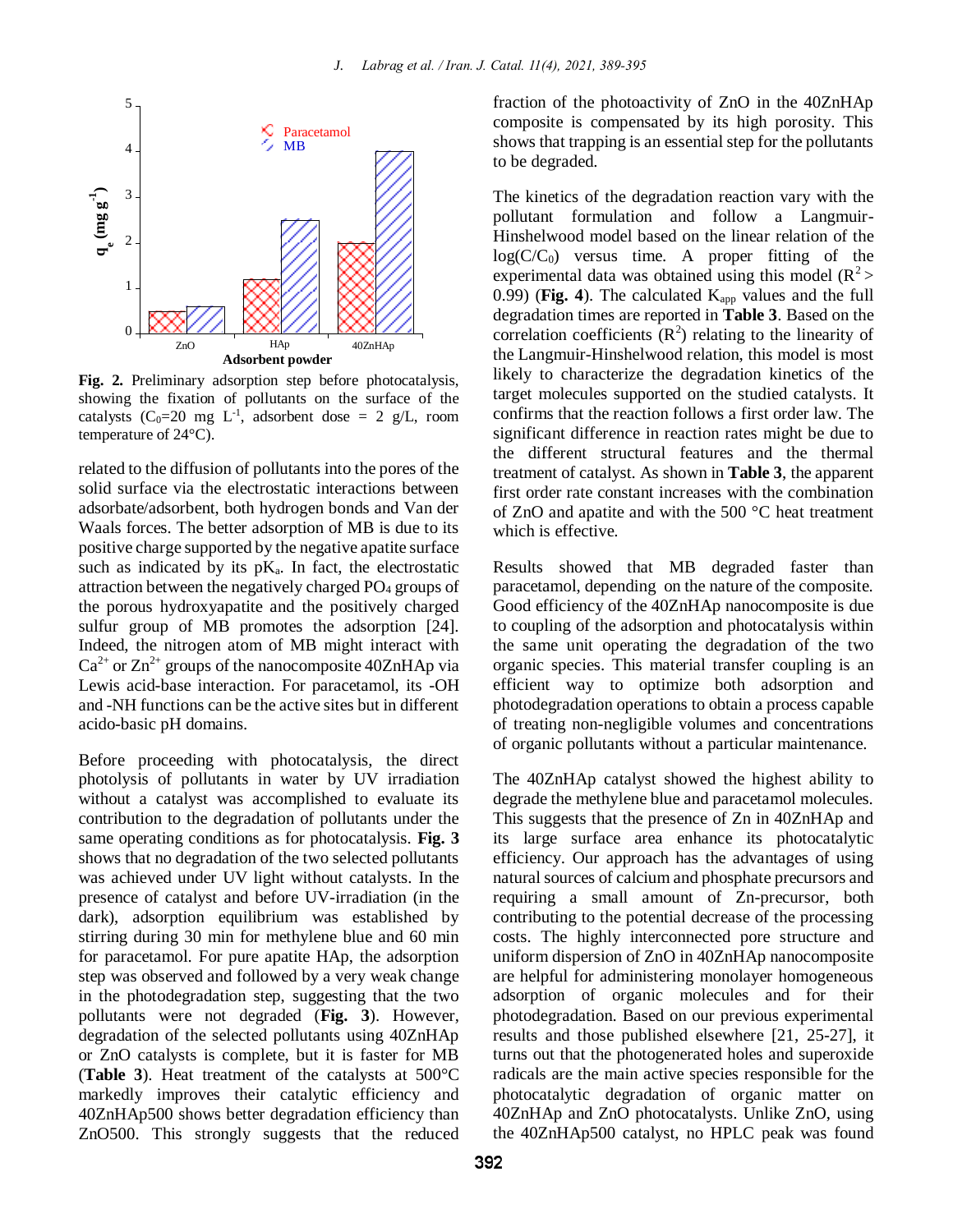Fig. 2. Preliminary adsorption step before photocatalysis, showing the fixation of pollutants on the surface of the catalysts ($C_0$=20 mg $L^{-1}$, adsorbent dose = 2 g/L, room temperature of 24°C).

related to the diffusion of pollutants into the pores of the solid surface via the electrostatic interactions between adsorbate/adsorbent, both hydrogen bonds and Van der Waals forces. The better adsorption of MB is due to its positive charge supported by the negative apatite surface such as indicated by its $pK_a$. In fact, the electrostatic attraction between the negatively charged $PO_4$ groups of the porous hydroxyapatite and the positively charged sulfur group of MB promotes the adsorption [24]. Indeed, the nitrogen atom of MB might interact with $Ca^{2+}$ or $Zn^{2+}$ groups of the nanocomposite 40ZnHAp via Lewis acid-base interaction. For paracetamol, its -OH and -NH functions can be the active sites but in different acido-basic pH domains.

Before proceeding with photocatalysis, the direct photolysis of pollutants in water by UV irradiation without a catalyst was accomplished to evaluate its contribution to the degradation of pollutants under the same operating conditions as for photocatalysis. **Fig. 3** shows that no degradation of the two selected pollutants was achieved under UV light without catalysts. In the presence of catalyst and before UV-irradiation (in the dark), adsorption equilibrium was established by stirring during 30 min for methylene blue and 60 min for paracetamol. For pure apatite HAp, the adsorption step was observed and followed by a very weak change in the photodegradation step, suggesting that the two pollutants were not degraded (**Fig. 3**). However, degradation of the selected pollutants using 40ZnHAp or ZnO catalysts is complete, but it is faster for MB (**Table 3**). Heat treatment of the catalysts at 500°C markedly improves their catalytic efficiency and 40ZnHAp500 shows better degradation efficiency than ZnO500. This strongly suggests that the reduced fraction of the photoactivity of ZnO in the 40ZnHAp composite is compensated by its high porosity. This shows that trapping is an essential step for the pollutants to be degraded.

The kinetics of the degradation reaction vary with the pollutant formulation and follow a Langmuir-Hinshelwood model based on the linear relation of the $\log(C/C_0)$ versus time. A proper fitting of the experimental data was obtained using this model ($R^2 >$ 0.99) (**Fig. 4**). The calculated $K_{app}$ values and the full degradation times are reported in **Table 3**. Based on the correlation coefficients ($R^2$) relating to the linearity of the Langmuir-Hinshelwood relation, this model is most likely to characterize the degradation kinetics of the target molecules supported on the studied catalysts. It confirms that the reaction follows a first order law. The significant difference in reaction rates might be due to the different structural features and the thermal treatment of catalyst. As shown in **Table 3**, the apparent first order rate constant increases with the combination of ZnO and apatite and with the 500 °C heat treatment which is effective.

Results showed that MB degraded faster than paracetamol, depending on the nature of the composite. Good efficiency of the 40ZnHAp nanocomposite is due to coupling of the adsorption and photocatalysis within the same unit operating the degradation of the two organic species. This material transfer coupling is an efficient way to optimize both adsorption and photodegradation operations to obtain a process capable of treating non-negligible volumes and concentrations of organic pollutants without a particular maintenance.

The 40ZnHAp catalyst showed the highest ability to degrade the methylene blue and paracetamol molecules. This suggests that the presence of Zn in 40ZnHAp and its large surface area enhance its photocatalytic efficiency. Our approach has the advantages of using natural sources of calcium and phosphate resources and requiring a small amount of Zn-precursor, both contributing to the potential decrease of the processing costs. The highly interconnected pore structure and uniform dispersion of ZnO in 40ZnHAp nanocomposite are helpful for administering monolayer homogeneous adsorption of organic molecules and for their photodegradation. Based on our previous experimental results and those published elsewhere [21, 25-27], it turns out that the photogenerated holes and superoxide radicals are the main active species responsible for the photocatalytic degradation of organic matter on 40ZnHAp and ZnO photocatalysts. Unlike ZnO, using the 40ZnHAp500 catalyst, no HPLC peak was found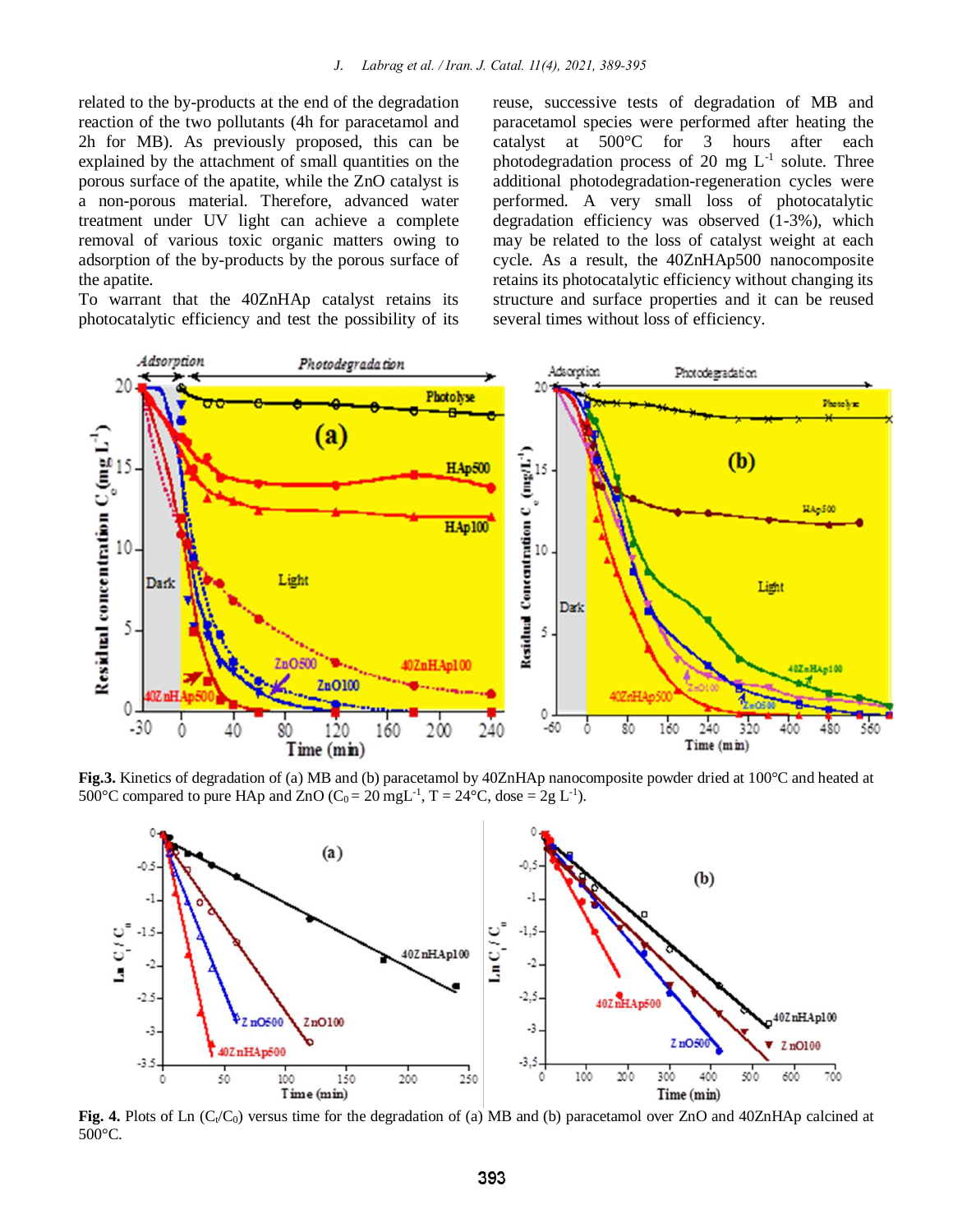related to the by-products at the end of the degradation reaction of the two pollutants (4h for paracetamol and 2h for MB). As previously proposed, this can be explained by the attachment of small quantities on the porous surface of the apatite, while the ZnO catalyst is a non-porous material. Therefore, advanced water treatment under UV light can achieve a complete removal of various toxic organic matters owing to adsorption of the by-products by the porous surface of the apatite.

To warrant that the 40ZnHAp catalyst retains its photocatalytic efficiency and test the possibility of its reuse, successive tests of degradation of MB and paracetamol species were performed after heating the catalyst at 500°C for 3 hours after each photodegradation process of 20 mg $L^{-1}$ solute. Three additional photodegradation-regeneration cycles were performed. A very small loss of photocatalytic degradation efficiency was observed (1-3%), which may be related to the loss of catalyst weight at each cycle. As a result, the 40ZnHAp500 nanocomposite retains its photocatalytic efficiency without changing its structure and surface properties and it can be reused several times without loss of efficiency.

**Fig.3.** Kinetics of degradation of (a) MB and (b) paracetamol by 40ZnHAp nanocomposite powder dried at 100°C and heated at 500°C compared to pure HAp and ZnO ($C_0$ = 20 mg$L^{-1}$, T = 24°C, dose = 2g $L^{-1}$).

**Fig. 4.** Plots of Ln ($C_t/C_0$) versus time for the degradation of (a) MB and (b) paracetamol over ZnO and 40ZnHAp calcined at 500°C.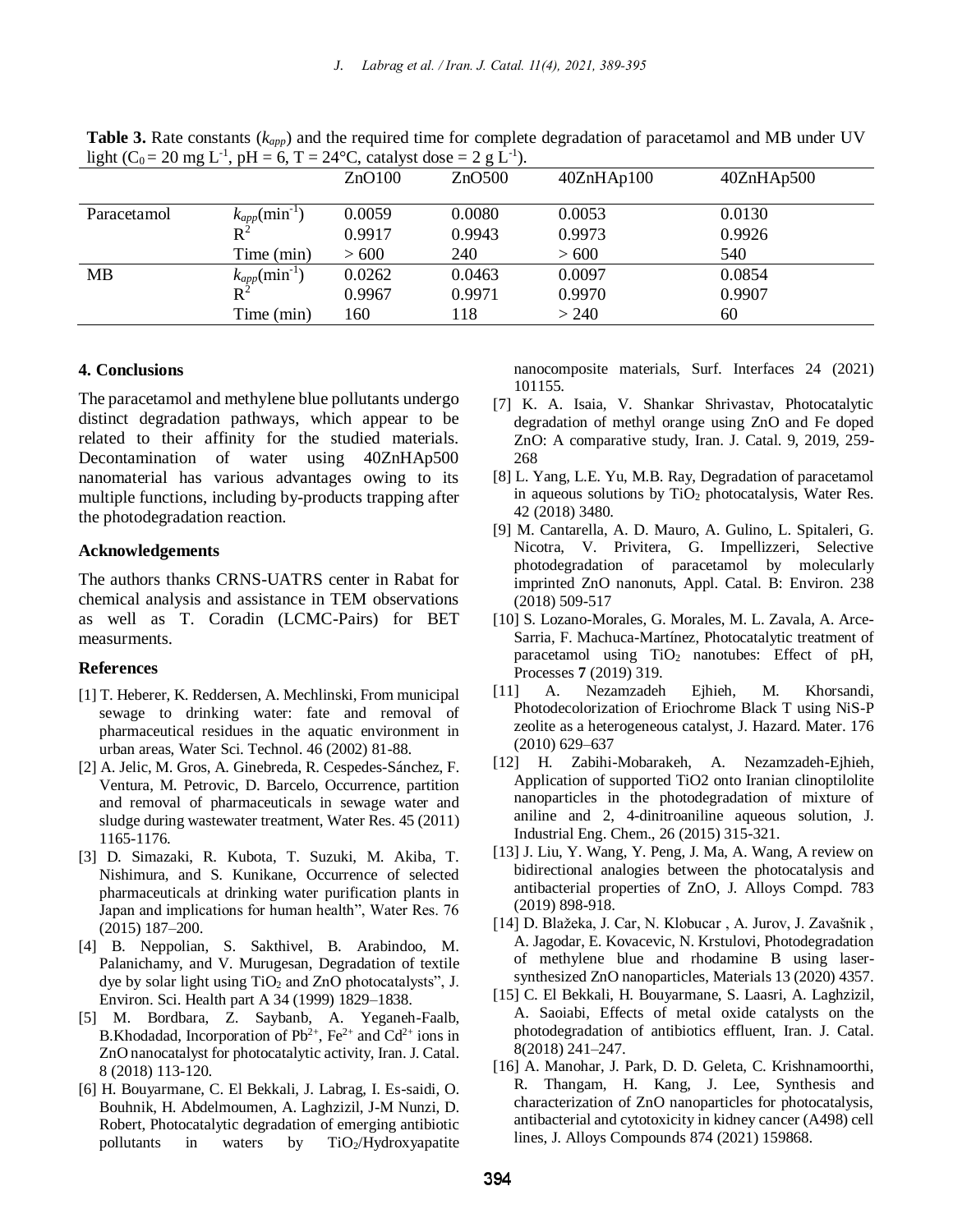**Table 3.** Rate constants ($k_{app}$) and the required time for complete degradation of paracetamol and MB under UV light ($C_0 = 20$ mg $L^{-1}$, pH = 6, T = 24°C, catalyst dose = 2 g $L^{-1}$).

| | | ZnO100 | ZnO500 | 40ZnHAp100 | 40ZnHAp500 |
|---|---|---|---|---|---|
| Paracetamol | $k_{app}$($min^{-1}$) | 0.0059 | 0.0080 | 0.0053 | 0.0130 |
| | $R^2$ | 0.9917 | 0.9943 | 0.9973 | 0.9926 |
| | Time (min) | > 600 | 240 | > 600 | 540 |
| MB | $k_{app}$($min^{-1}$) | 0.0262 | 0.0463 | 0.0097 | 0.0854 |
| | $R^2$ | 0.9967 | 0.9971 | 0.9970 | 0.9907 |
| | Time (min) | 160 | 118 | > 240 | 60 |

## 4. Conclusions

The paracetamol and methylene blue pollutants undergo distinct degradation pathways, which appear to be related to their affinity for the studied materials. Decontamination of water using 40ZnHAp500 nanomaterial has various advantages owing to its multiple functions, including by-products trapping after the photodegradation reaction.

### Acknowledgements

The authors thanks CRNS-UATRS center in Rabat for chemical analysis and assistance in TEM observations as well as T. Coradin (LCMC-Pairs) for BET measurments.

### References

[1] T. Heberer, K. Reddersen, A. Mechlinski, From municipal sewage to drinking water: fate and removal of pharmaceutical residues in the aquatic environment in urban areas, Water Sci. Technol. 46 (2002) 81-88.

[2] A. Jelic, M. Gros, A. Ginebreda, R. Cespedes-Sánchez, F. Ventura, M. Petrovic, D. Barcelo, Occurrence, partition and removal of pharmaceuticals in sewage water and sludge during wastewater treatment, Water Res. 45 (2011) 1165-1176.

[3] D. Simazaki, R. Kubota, T. Suzuki, M. Akiba, T. Nishimura, and S. Kunikane, Occurrence of selected pharmaceuticals at drinking water purification plants in Japan and implications for human health", Water Res. 76 (2015) 187–200.

[4] B. Neppolian, S. Sakthivel, B. Arabindoo, M. Palanichamy, and V. Murugesan, Degradation of textile dye by solar light using $TiO_2$ and ZnO photocatalysts", J. Environ. Sci. Health part A 34 (1999) 1829–1838.

[5] M. Bordbara, Z. Saybanb, A. Yeganeh-Faalb, B.Khodadad, Incorporation of $Pb^{2+}$, $Fe^{2+}$ and $Cd^{2+}$ ions in ZnO nanocatalyst for photocatalytic activity, Iran. J. Catal. 8 (2018) 113-120.

[6] H. Bouyarmane, C. El Bekkali, J. Labrag, I. Es-saidi, O. Bouhnik, H. Abdelmoumen, A. Laghzizil, J-M Nunzi, D. Robert, Photocatalytic degradation of emerging antibiotic pollutants in waters by $TiO_2$/Hydroxyapatite nanocomposite materials, Surf. Interfaces 24 (2021) 101155.

[7] K. A. Isaia, V. Shankar Shrivastav, Photocatalytic degradation of methyl orange using ZnO and Fe doped ZnO: A comparative study, Iran. J. Catal. 9, 2019, 259-268

[8] L. Yang, L.E. Yu, M.B. Ray, Degradation of paracetamol in aqueous solutions by $TiO_2$ photocatalysis, Water Res. 42 (2018) 3480.

[9] M. Cantarella, A. D. Mauro, A. Gulino, L. Spitaleri, G. Nicotra, V. Privitera, G. Impellizzeri, Selective photodegradation of paracetamol by molecularly imprinted ZnO nanonuts, Appl. Catal. B: Environ. 238 (2018) 509-517

[10] S. Lozano-Morales, G. Morales, M. L. Zavala, A. Arce-Sarria, F. Machuca-Martínez, Photocatalytic treatment of paracetamol using $TiO_2$ nanotubes: Effect of pH, Processes **7** (2019) 319.

[11] A. Nezamzadeh Ejhieh, M. Khorsandi, Photodecolorization of Eriochrome Black T using NiS-P zeolite as a heterogeneous catalyst, J. Hazard. Mater. 176 (2010) 629–637

[12] H. Zabihi-Mobarakeh, A. Nezamzadeh-Ejhieh, Application of supported TiO2 onto Iranian clinoptilolite nanoparticles in the photodegradation of mixture of aniline and 2, 4-dinitroaniline aqueous solution, J. Industrial Eng. Chem., 26 (2015) 315-321.

[13] J. Liu, Y. Wang, Y. Peng, J. Ma, A. Wang, A review on bidirectional analogies between the photocatalysis and antibacterial properties of ZnO, J. Alloys Compd. 783 (2019) 898-918.

[14] D. Blažeka, J. Car, N. Klobucar , A. Jurov, J. Zavašnik , A. Jagodar, E. Kovacevic, N. Krstulovi, Photodegradation of methylene blue and rhodamine B using laser-synthesized ZnO nanoparticles, Materials 13 (2020) 4357.

[15] C. El Bekkali, H. Bouyarmane, S. Laasri, A. Laghzizil, A. Saoiabi, Effects of metal oxide catalysts on the photodegradation of antibiotics effluent, Iran. J. Catal. 8(2018) 241–247.

[16] A. Manohar, J. Park, D. D. Geleta, C. Krishnamoorthi, R. Thangam, H. Kang, J. Lee, Synthesis and characterization of ZnO nanoparticles for photocatalysis, antibacterial and cytotoxicity in kidney cancer (A498) cell lines, J. Alloys Compounds 874 (2021) 159868.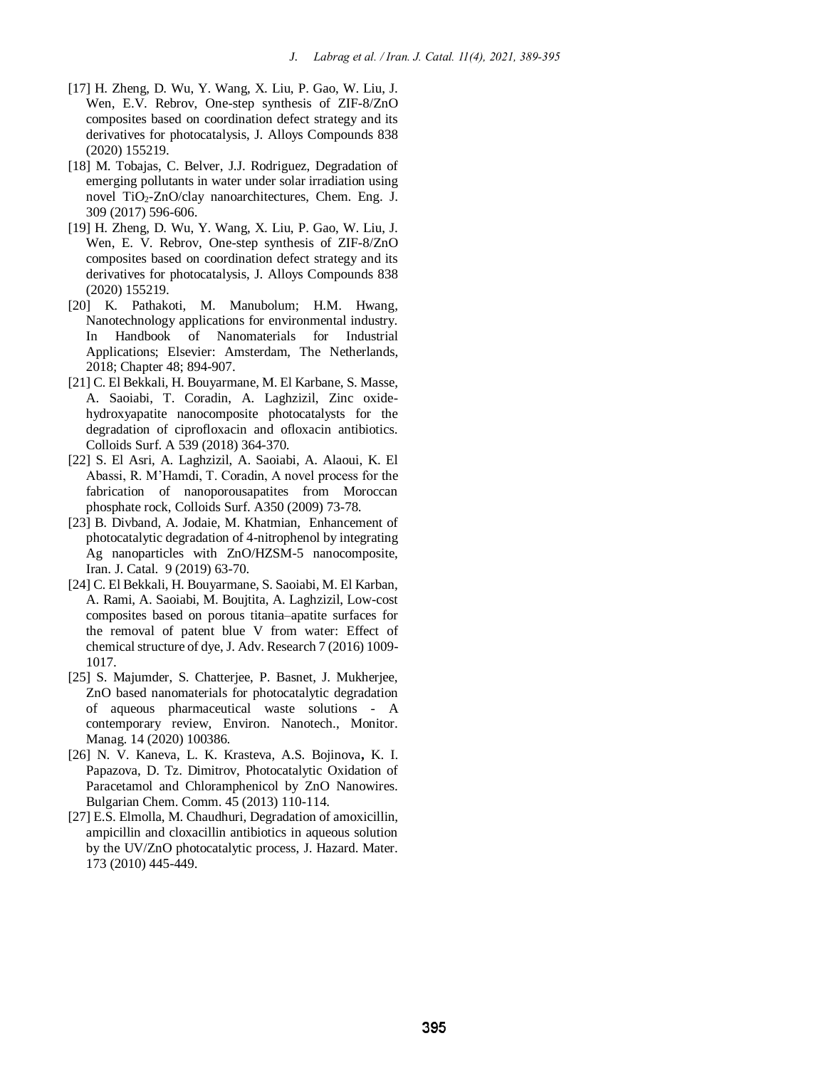[17] H. Zheng, D. Wu, Y. Wang, X. Liu, P. Gao, W. Liu, J. Wen, E.V. Rebrov, One-step synthesis of ZIF-8/ZnO composites based on coordination defect strategy and its derivatives for photocatalysis, J. Alloys Compounds 838 (2020) 155219.

[18] M. Tobajas, C. Belver, J.J. Rodriguez, Degradation of emerging pollutants in water under solar irradiation using novel $TiO_2$-ZnO/clay nanoarchitectures, Chem. Eng. J. 309 (2017) 596-606.

[19] H. Zheng, D. Wu, Y. Wang, X. Liu, P. Gao, W. Liu, J. Wen, E. V. Rebrov, One-step synthesis of ZIF-8/ZnO composites based on coordination defect strategy and its derivatives for photocatalysis, J. Alloys Compounds 838 (2020) 155219.

[20] K. Pathakoti, M. Manubolum; H.M. Hwang, Nanotechnology applications for environmental industry. In Handbook of Nanomaterials for Industrial Applications; Elsevier: Amsterdam, The Netherlands, 2018; Chapter 48; 894-907.

[21] C. El Bekkali, H. Bouyarmane, M. El Karbane, S. Masse, A. Saoiabi, T. Coradin, A. Laghzizil, Zinc oxide-hydroxyapatite nanocomposite photocatalysts for the degradation of ciprofloxacin and ofloxacin antibiotics. Colloids Surf. A 539 (2018) 364-370.

[22] S. El Asri, A. Laghzizil, A. Saoiabi, A. Alaoui, K. El Abassi, R. M'Hamdi, T. Coradin, A novel process for the fabrication of nanoporousapatites from Moroccan phosphate rock, Colloids Surf. A350 (2009) 73-78.

[23] B. Divband, A. Jodaie, M. Khatmian, Enhancement of photocatalytic degradation of 4-nitrophenol by integrating Ag nanoparticles with ZnO/HZSM-5 nanocomposite, Iran. J. Catal. 9 (2019) 63-70.

[24] C. El Bekkali, H. Bouyarmane, S. Saoiabi, M. El Karban, A. Rami, A. Saoiabi, M. Boujtita, A. Laghzizil, Low-cost composites based on porous titania–apatite surfaces for the removal of patent blue V from water: Effect of chemical structure of dye, J. Adv. Research 7 (2016) 1009-1017.

[25] S. Majumder, S. Chatterjee, P. Basnet, J. Mukherjee, ZnO based nanomaterials for photocatalytic degradation of aqueous pharmaceutical waste solutions - A contemporary review, Environ. Nanotech., Monitor. Manag. 14 (2020) 100386.

[26] N. V. Kaneva, L. K. Krasteva, A.S. Bojinova**,** K. I. Papazova, D. Tz. Dimitrov, Photocatalytic Oxidation of Paracetamol and Chloramphenicol by ZnO Nanowires. Bulgarian Chem. Comm. 45 (2013) 110-114.

[27] E.S. Elmolla, M. Chaudhuri, Degradation of amoxicillin, ampicillin and cloxacillin antibiotics in aqueous solution by the UV/ZnO photocatalytic process, J. Hazard. Mater. 173 (2010) 445-449.